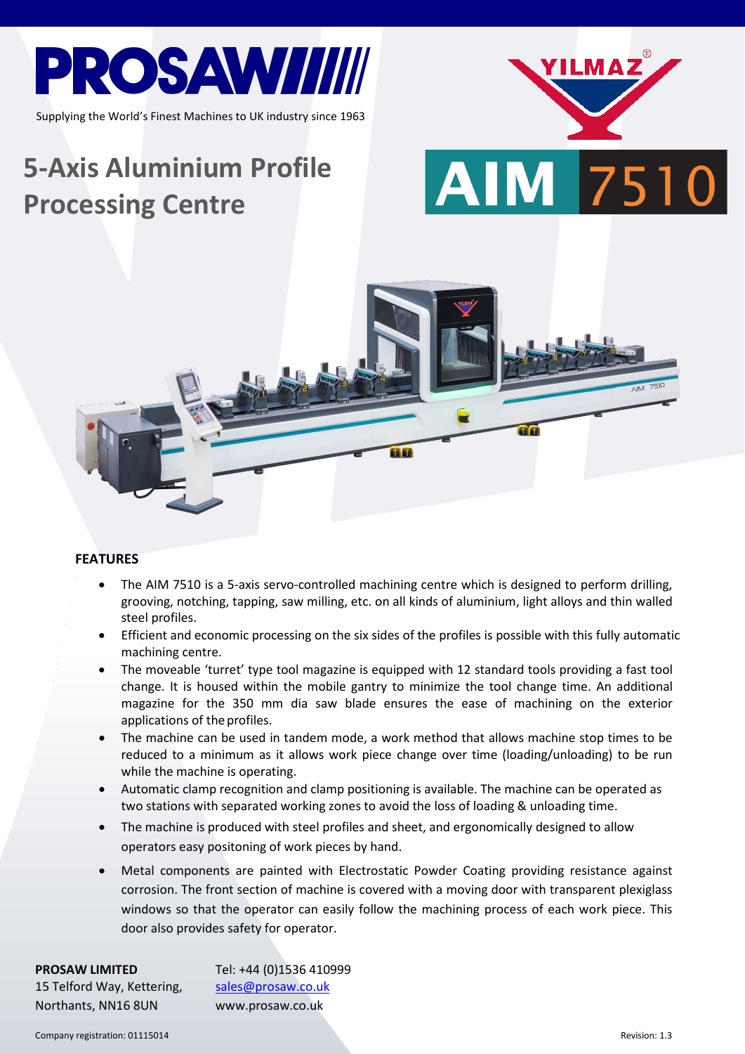# PROSAW

Supplying the World's Finest Machines to UK industry since 1963

YILMAZ®

# 5-Axis Aluminium Profile Processing Centre

# AIM 7510

## FEATURES

- The AIM 7510 is a 5-axis servo-controlled machining centre which is designed to perform drilling, grooving, notching, tapping, saw milling, etc. on all kinds of aluminium, light alloys and thin walled steel profiles.
- Efficient and economic processing on the six sides of the profiles is possible with this fully automatic machining centre.
- The moveable 'turret' type tool magazine is equipped with 12 standard tools providing a fast tool change. It is housed within the mobile gantry to minimize the tool change time. An additional magazine for the 350 mm dia saw blade ensures the ease of machining on the exterior applications of the profiles.
- The machine can be used in tandem mode, a work method that allows machine stop times to be reduced to a minimum as it allows work piece change over time (loading/unloading) to be run while the machine is operating.
- Automatic clamp recognition and clamp positioning is available. The machine can be operated as two stations with separated working zones to avoid the loss of loading & unloading time.
- The machine is produced with steel profiles and sheet, and ergonomically designed to allow operators easy positoning of work pieces by hand.
- Metal components are painted with Electrostatic Powder Coating providing resistance against corrosion. The front section of machine is covered with a moving door with transparent plexiglass windows so that the operator can easily follow the machining process of each work piece. This door also provides safety for operator.

**PROSAW LIMITED**
15 Telford Way, Kettering,
Northants, NN16 8UN

Tel: +44 (0)1536 410999
sales@prosaw.co.uk
www.prosaw.co.uk

Company registration: 01115014

Revision: 1.3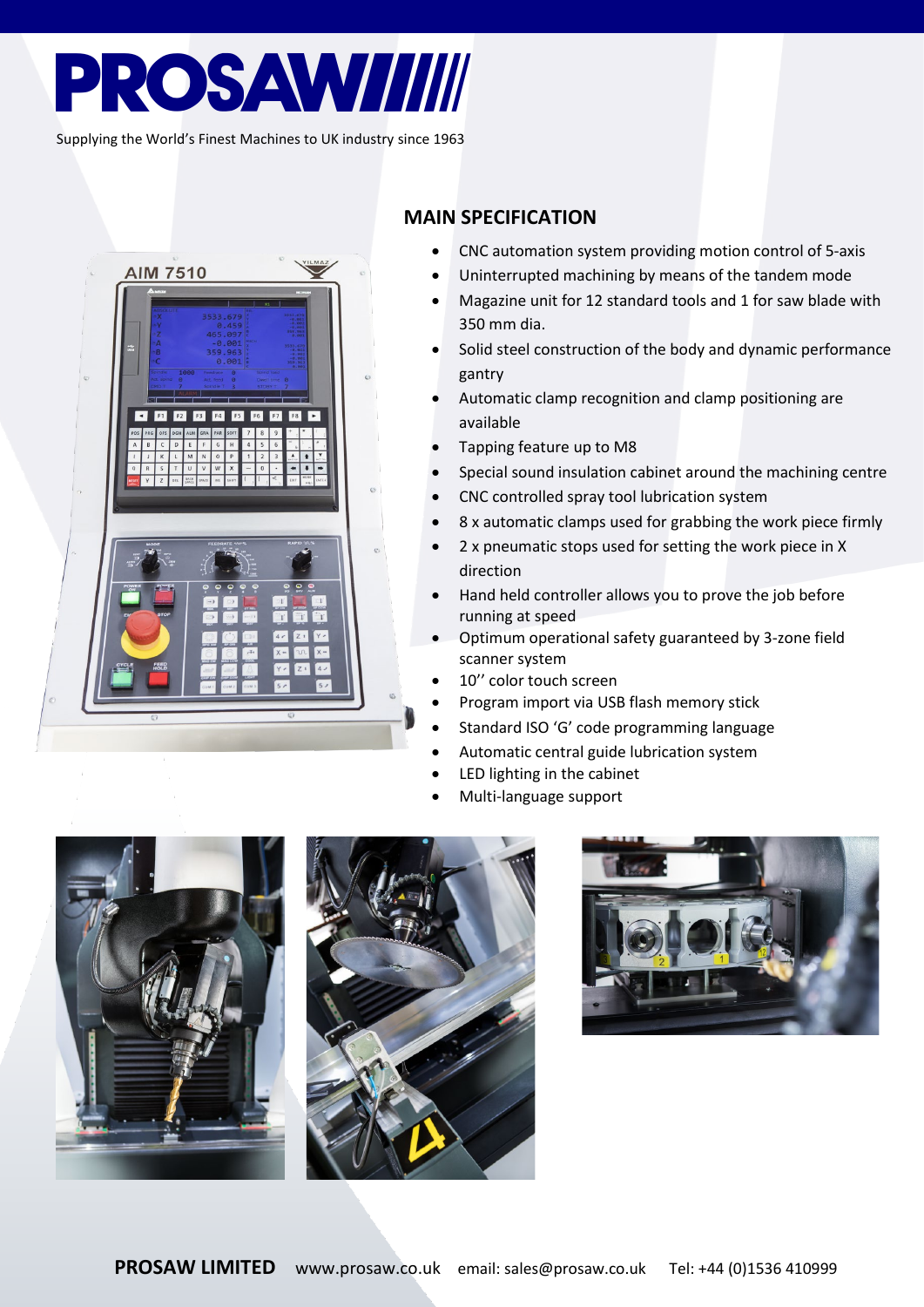# PROSAW

Supplying the World's Finest Machines to UK industry since 1963

## MAIN SPECIFICATION

- CNC automation system providing motion control of 5-axis
- Uninterrupted machining by means of the tandem mode
- Magazine unit for 12 standard tools and 1 for saw blade with 350 mm dia.
- Solid steel construction of the body and dynamic performance gantry
- Automatic clamp recognition and clamp positioning are available
- Tapping feature up to M8
- Special sound insulation cabinet around the machining centre
- CNC controlled spray tool lubrication system
- 8 x automatic clamps used for grabbing the work piece firmly
- 2 x pneumatic stops used for setting the work piece in X direction
- Hand held controller allows you to prove the job before running at speed
- Optimum operational safety guaranteed by 3-zone field scanner system
- 10'' color touch screen
- Program import via USB flash memory stick
- Standard ISO 'G' code programming language
- Automatic central guide lubrication system
- LED lighting in the cabinet
- Multi-language support

**PROSAW LIMITED** www.prosaw.co.uk email: sales@prosaw.co.uk Tel: +44 (0)1536 410999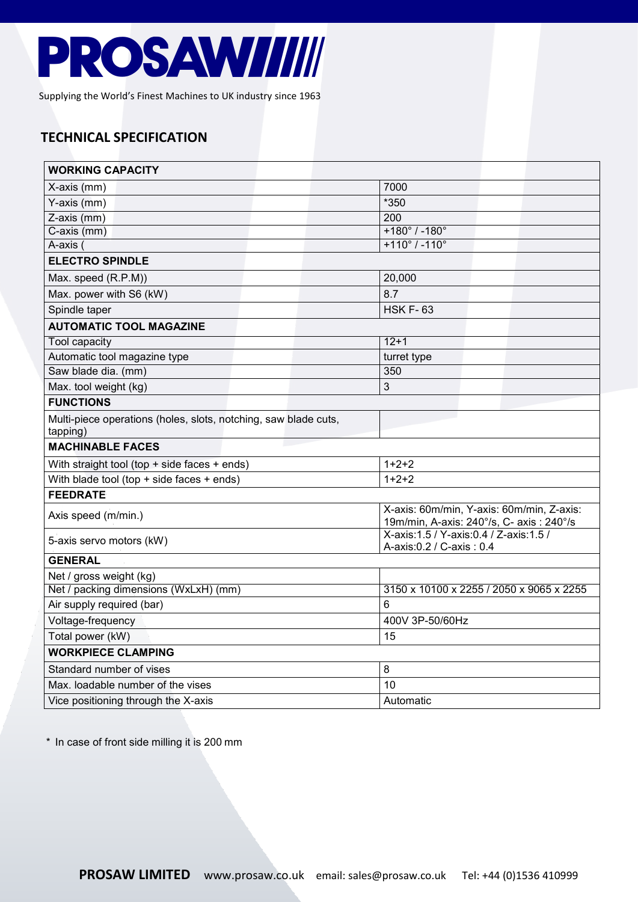# PROSAW

Supplying the World's Finest Machines to UK industry since 1963

## TECHNICAL SPECIFICATION

| | |
|---|---|
| **WORKING CAPACITY** | |
| X-axis (mm) | 7000 |
| Y-axis (mm) | *350 |
| Z-axis (mm) | 200 |
| C-axis (mm) | +180° / -180° |
| A-axis ( | +110° / -110° |
| **ELECTRO SPINDLE** | |
| Max. speed (R.P.M)) | 20,000 |
| Max. power with S6 (kW) | 8.7 |
| Spindle taper | HSK F- 63 |
| **AUTOMATIC TOOL MAGAZINE** | |
| Tool capacity | 12+1 |
| Automatic tool magazine type | turret type |
| Saw blade dia. (mm) | 350 |
| Max. tool weight (kg) | 3 |
| **FUNCTIONS** | |
| Multi-piece operations (holes, slots, notching, saw blade cuts, tapping) | |
| **MACHINABLE FACES** | |
| With straight tool (top + side faces + ends) | 1+2+2 |
| With blade tool (top + side faces + ends) | 1+2+2 |
| **FEEDRATE** | |
| Axis speed (m/min.) | X-axis: 60m/min, Y-axis: 60m/min, Z-axis: 19m/min, A-axis: 240°/s, C- axis : 240°/s |
| 5-axis servo motors (kW) | X-axis:1.5 / Y-axis:0.4 / Z-axis:1.5 / A-axis:0.2 / C-axis : 0.4 |
| **GENERAL** | |
| Net / gross weight (kg) | |
| Net / packing dimensions (WxLxH) (mm) | 3150 x 10100 x 2255 / 2050 x 9065 x 2255 |
| Air supply required (bar) | 6 |
| Voltage-frequency | 400V 3P-50/60Hz |
| Total power (kW) | 15 |
| **WORKPIECE CLAMPING** | |
| Standard number of vises | 8 |
| Max. loadable number of the vises | 10 |
| Vice positioning through the X-axis | Automatic |

* In case of front side milling it is 200 mm

**PROSAW LIMITED** www.prosaw.co.uk email: sales@prosaw.co.uk Tel: +44 (0)1536 410999